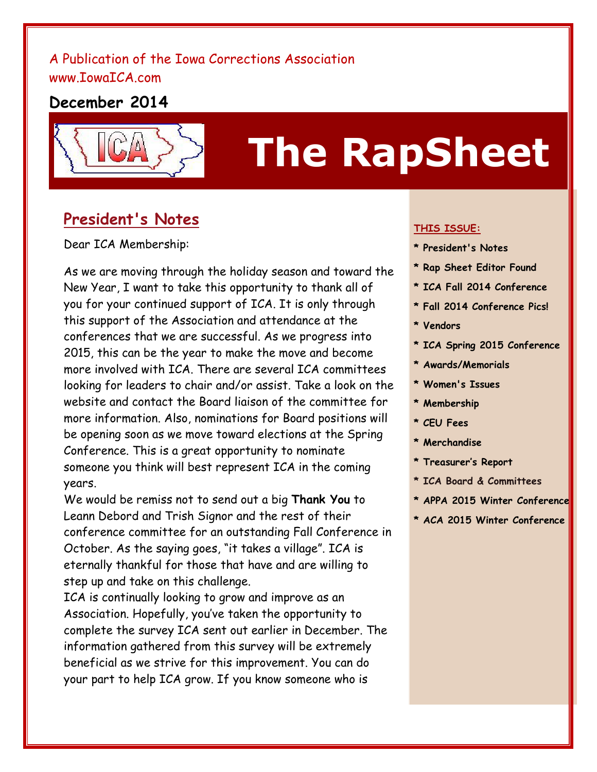A Publication of the Iowa Corrections Association
www.IowaICA.com

**December 2014**

# The RapSheet

## President's Notes

Dear ICA Membership:

As we are moving through the holiday season and toward the New Year, I want to take this opportunity to thank all of you for your continued support of ICA. It is only through this support of the Association and attendance at the conferences that we are successful. As we progress into 2015, this can be the year to make the move and become more involved with ICA. There are several ICA committees looking for leaders to chair and/or assist. Take a look on the website and contact the Board liaison of the committee for more information. Also, nominations for Board positions will be opening soon as we move toward elections at the Spring Conference. This is a great opportunity to nominate someone you think will best represent ICA in the coming years.

We would be remiss not to send out a big **Thank You** to Leann Debord and Trish Signor and the rest of their conference committee for an outstanding Fall Conference in October. As the saying goes, "it takes a village". ICA is eternally thankful for those that have and are willing to step up and take on this challenge.

ICA is continually looking to grow and improve as an Association. Hopefully, you've taken the opportunity to complete the survey ICA sent out earlier in December. The information gathered from this survey will be extremely beneficial as we strive for this improvement. You can do your part to help ICA grow. If you know someone who is

**THIS ISSUE:**

- **President's Notes**
- **Rap Sheet Editor Found**
- **ICA Fall 2014 Conference**
- **Fall 2014 Conference Pics!**
- **Vendors**
- **ICA Spring 2015 Conference**
- **Awards/Memorials**
- **Women's Issues**
- **Membership**
- **CEU Fees**
- **Merchandise**
- **Treasurer's Report**
- **ICA Board & Committees**
- **APPA 2015 Winter Conference**
- **ACA 2015 Winter Conference**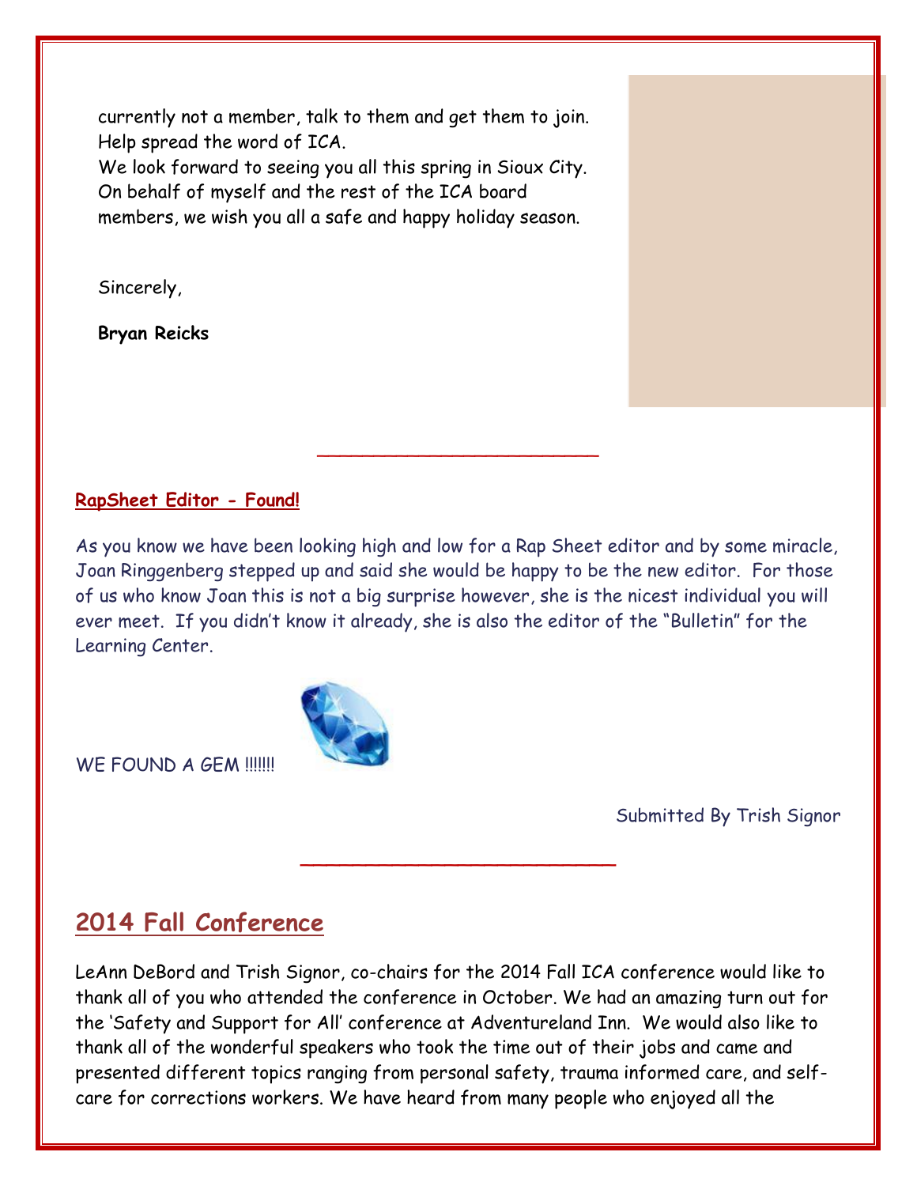currently not a member, talk to them and get them to join. Help spread the word of ICA.

We look forward to seeing you all this spring in Sioux City. On behalf of myself and the rest of the ICA board members, we wish you all a safe and happy holiday season.

Sincerely,

**Bryan Reicks**

---

**RapSheet Editor - Found!**

As you know we have been looking high and low for a Rap Sheet editor and by some miracle, Joan Ringgenberg stepped up and said she would be happy to be the new editor. For those of us who know Joan this is not a big surprise however, she is the nicest individual you will ever meet. If you didn't know it already, she is also the editor of the "Bulletin" for the Learning Center.

WE FOUND A GEM !!!!!!

Submitted By Trish Signor

---

## 2014 Fall Conference

LeAnn DeBord and Trish Signor, co-chairs for the 2014 Fall ICA conference would like to thank all of you who attended the conference in October. We had an amazing turn out for the 'Safety and Support for All' conference at Adventureland Inn. We would also like to thank all of the wonderful speakers who took the time out of their jobs and came and presented different topics ranging from personal safety, trauma informed care, and self-care for corrections workers. We have heard from many people who enjoyed all the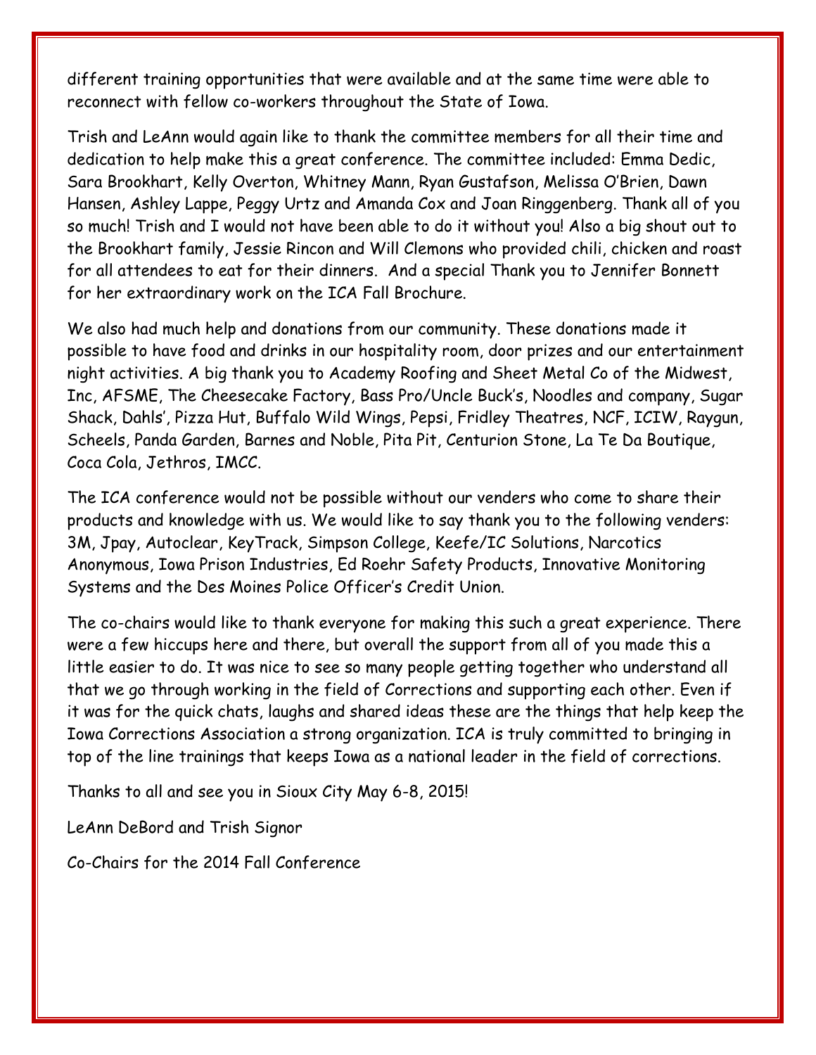different training opportunities that were available and at the same time were able to reconnect with fellow co-workers throughout the State of Iowa.

Trish and LeAnn would again like to thank the committee members for all their time and dedication to help make this a great conference. The committee included: Emma Dedic, Sara Brookhart, Kelly Overton, Whitney Mann, Ryan Gustafson, Melissa O'Brien, Dawn Hansen, Ashley Lappe, Peggy Urtz and Amanda Cox and Joan Ringgenberg. Thank all of you so much! Trish and I would not have been able to do it without you! Also a big shout out to the Brookhart family, Jessie Rincon and Will Clemons who provided chili, chicken and roast for all attendees to eat for their dinners. And a special Thank you to Jennifer Bonnett for her extraordinary work on the ICA Fall Brochure.

We also had much help and donations from our community. These donations made it possible to have food and drinks in our hospitality room, door prizes and our entertainment night activities. A big thank you to Academy Roofing and Sheet Metal Co of the Midwest, Inc, AFSME, The Cheesecake Factory, Bass Pro/Uncle Buck's, Noodles and company, Sugar Shack, Dahls', Pizza Hut, Buffalo Wild Wings, Pepsi, Fridley Theatres, NCF, ICIW, Raygun, Scheels, Panda Garden, Barnes and Noble, Pita Pit, Centurion Stone, La Te Da Boutique, Coca Cola, Jethros, IMCC.

The ICA conference would not be possible without our venders who come to share their products and knowledge with us. We would like to say thank you to the following venders: 3M, Jpay, Autoclear, KeyTrack, Simpson College, Keefe/IC Solutions, Narcotics Anonymous, Iowa Prison Industries, Ed Roehr Safety Products, Innovative Monitoring Systems and the Des Moines Police Officer's Credit Union.

The co-chairs would like to thank everyone for making this such a great experience. There were a few hiccups here and there, but overall the support from all of you made this a little easier to do. It was nice to see so many people getting together who understand all that we go through working in the field of Corrections and supporting each other. Even if it was for the quick chats, laughs and shared ideas these are the things that help keep the Iowa Corrections Association a strong organization. ICA is truly committed to bringing in top of the line trainings that keeps Iowa as a national leader in the field of corrections.

Thanks to all and see you in Sioux City May 6-8, 2015!

LeAnn DeBord and Trish Signor

Co-Chairs for the 2014 Fall Conference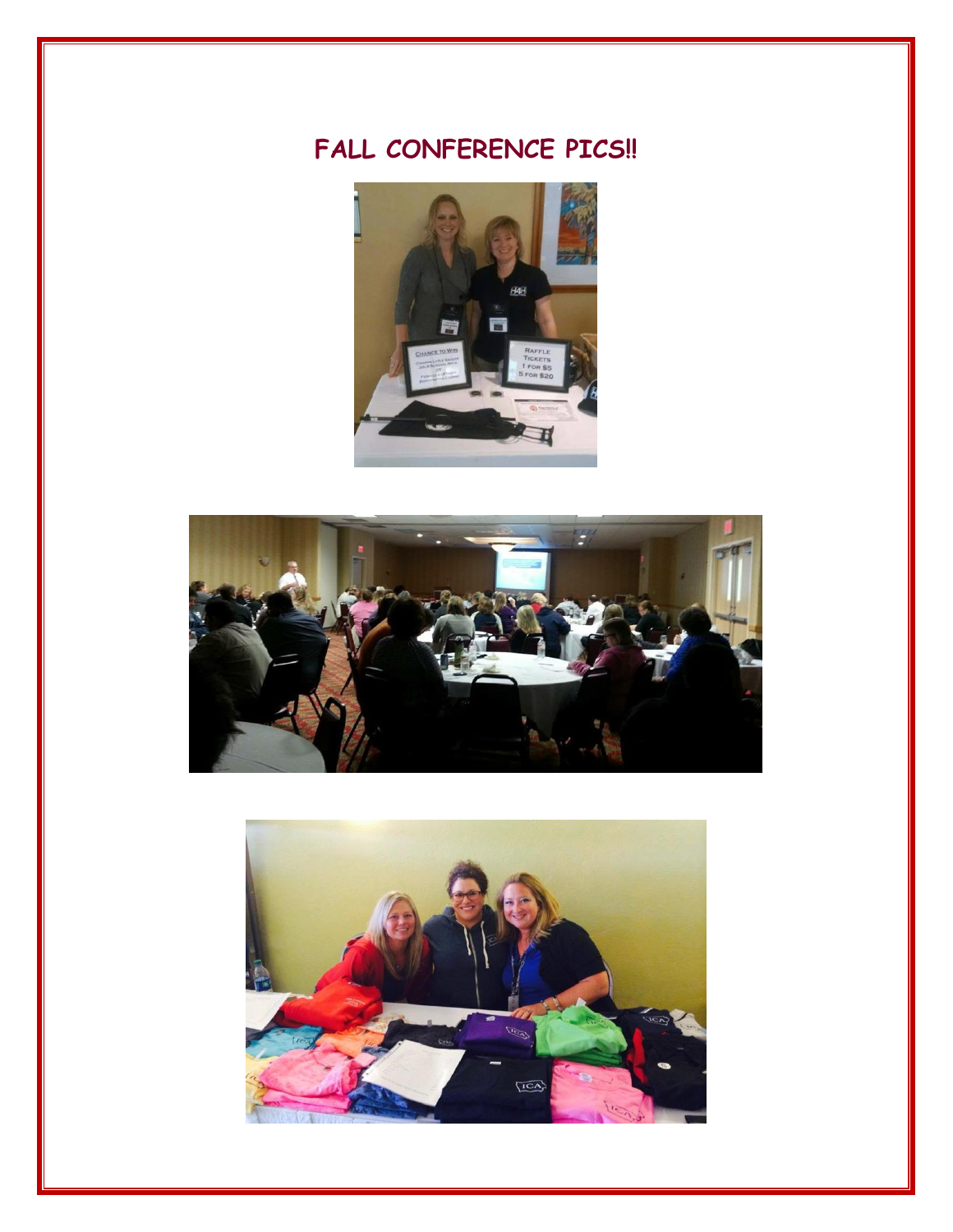# FALL CONFERENCE PICS!!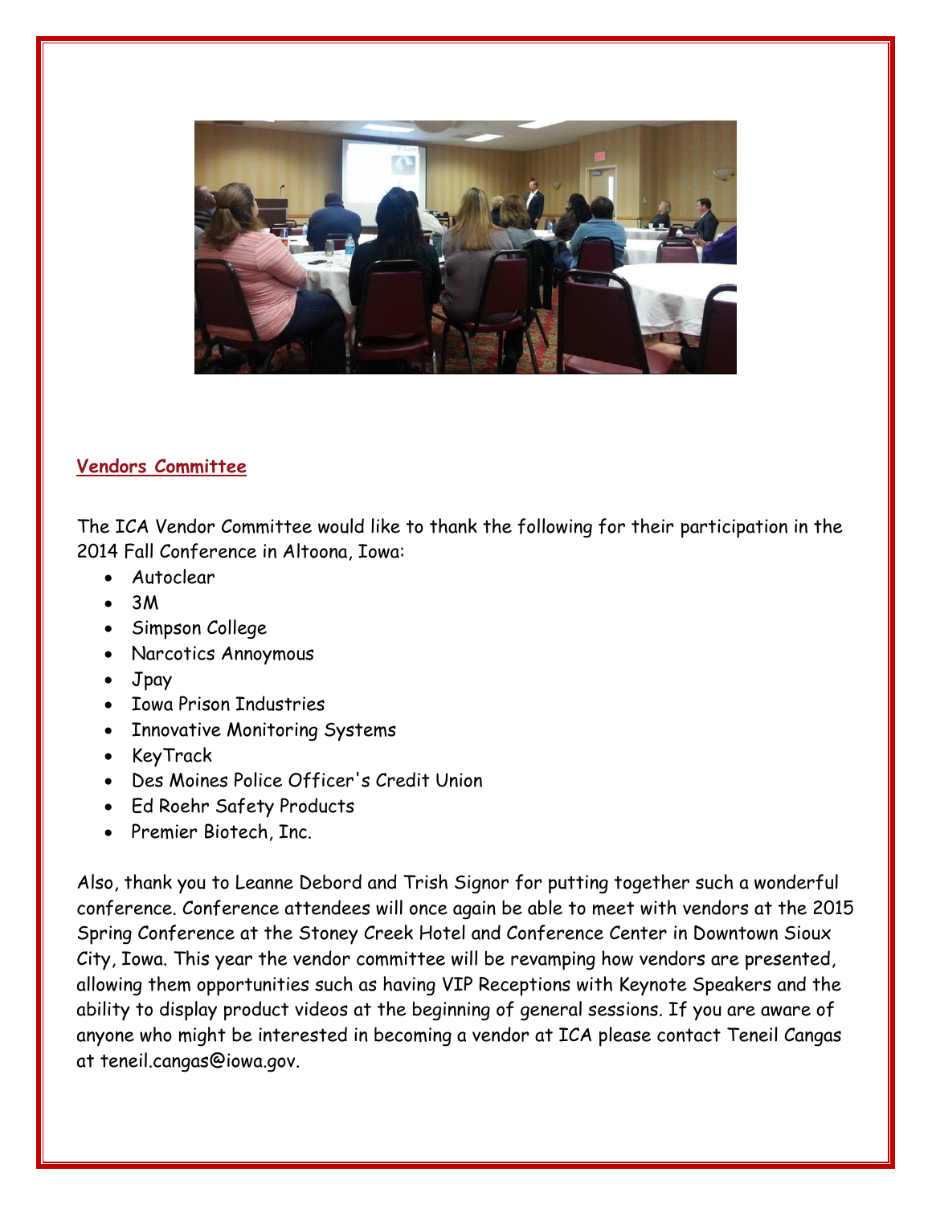## Vendors Committee

The ICA Vendor Committee would like to thank the following for their participation in the 2014 Fall Conference in Altoona, Iowa:

- Autoclear
- 3M
- Simpson College
- Narcotics Annoymous
- Jpay
- Iowa Prison Industries
- Innovative Monitoring Systems
- KeyTrack
- Des Moines Police Officer's Credit Union
- Ed Roehr Safety Products
- Premier Biotech, Inc.

Also, thank you to Leanne Debord and Trish Signor for putting together such a wonderful conference. Conference attendees will once again be able to meet with vendors at the 2015 Spring Conference at the Stoney Creek Hotel and Conference Center in Downtown Sioux City, Iowa. This year the vendor committee will be revamping how vendors are presented, allowing them opportunities such as having VIP Receptions with Keynote Speakers and the ability to display product videos at the beginning of general sessions. If you are aware of anyone who might be interested in becoming a vendor at ICA please contact Teneil Cangas at teneil.cangas@iowa.gov.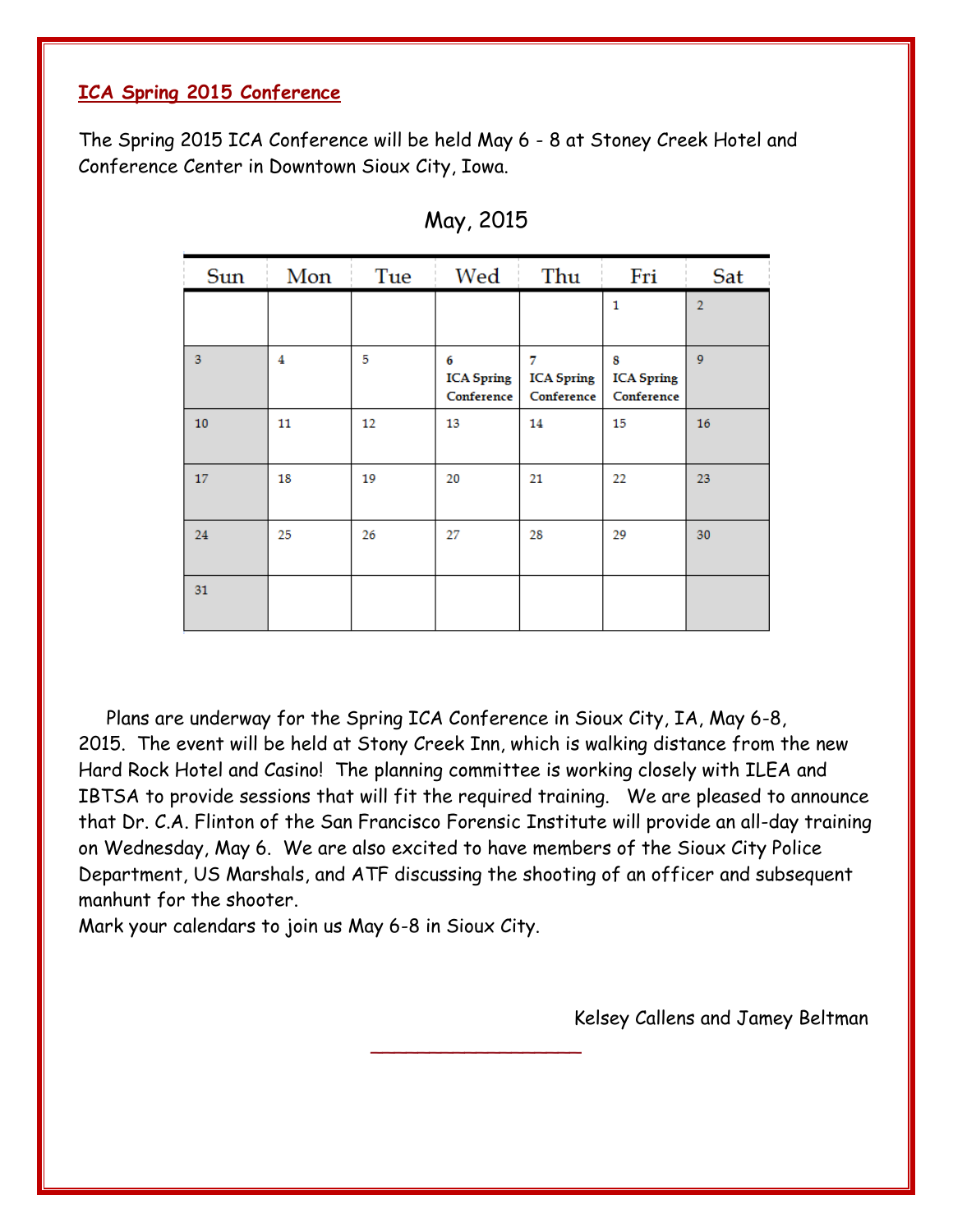**ICA Spring 2015 Conference**

The Spring 2015 ICA Conference will be held May 6 - 8 at Stoney Creek Hotel and Conference Center in Downtown Sioux City, Iowa.

May, 2015

| Sun | Mon | Tue | Wed | Thu | Fri | Sat |
|---|---|---|---|---|---|---|
| | | | | | 1 | 2 |
| 3 | 4 | 5 | 6 ICA Spring Conference | 7 ICA Spring Conference | 8 ICA Spring Conference | 9 |
| 10 | 11 | 12 | 13 | 14 | 15 | 16 |
| 17 | 18 | 19 | 20 | 21 | 22 | 23 |
| 24 | 25 | 26 | 27 | 28 | 29 | 30 |
| 31 | | | | | | |

Plans are underway for the Spring ICA Conference in Sioux City, IA, May 6-8, 2015. The event will be held at Stony Creek Inn, which is walking distance from the new Hard Rock Hotel and Casino! The planning committee is working closely with ILEA and IBTSA to provide sessions that will fit the required training. We are pleased to announce that Dr. C.A. Flinton of the San Francisco Forensic Institute will provide an all-day training on Wednesday, May 6. We are also excited to have members of the Sioux City Police Department, US Marshals, and ATF discussing the shooting of an officer and subsequent manhunt for the shooter.
Mark your calendars to join us May 6-8 in Sioux City.

Kelsey Callens and Jamey Beltman

---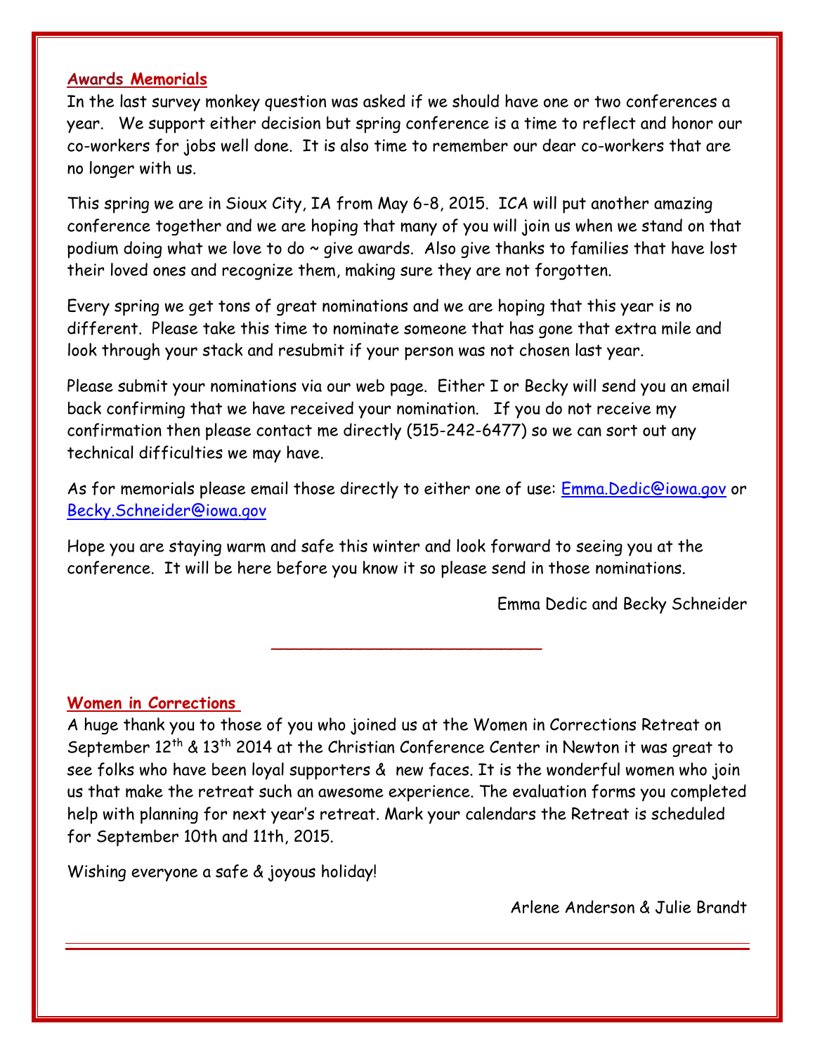## Awards Memorials

In the last survey monkey question was asked if we should have one or two conferences a year. We support either decision but spring conference is a time to reflect and honor our co-workers for jobs well done. It is also time to remember our dear co-workers that are no longer with us.

This spring we are in Sioux City, IA from May 6-8, 2015. ICA will put another amazing conference together and we are hoping that many of you will join us when we stand on that podium doing what we love to do ~ give awards. Also give thanks to families that have lost their loved ones and recognize them, making sure they are not forgotten.

Every spring we get tons of great nominations and we are hoping that this year is no different. Please take this time to nominate someone that has gone that extra mile and look through your stack and resubmit if your person was not chosen last year.

Please submit your nominations via our web page. Either I or Becky will send you an email back confirming that we have received your nomination. If you do not receive my confirmation then please contact me directly (515-242-6477) so we can sort out any technical difficulties we may have.

As for memorials please email those directly to either one of use: Emma.Dedic@iowa.gov or Becky.Schneider@iowa.gov

Hope you are staying warm and safe this winter and look forward to seeing you at the conference. It will be here before you know it so please send in those nominations.

Emma Dedic and Becky Schneider

---

## Women in Corrections

A huge thank you to those of you who joined us at the Women in Corrections Retreat on September 12th & 13th 2014 at the Christian Conference Center in Newton it was great to see folks who have been loyal supporters & new faces. It is the wonderful women who join us that make the retreat such an awesome experience. The evaluation forms you completed help with planning for next year's retreat. Mark your calendars the Retreat is scheduled for September 10th and 11th, 2015.

Wishing everyone a safe & joyous holiday!

Arlene Anderson & Julie Brandt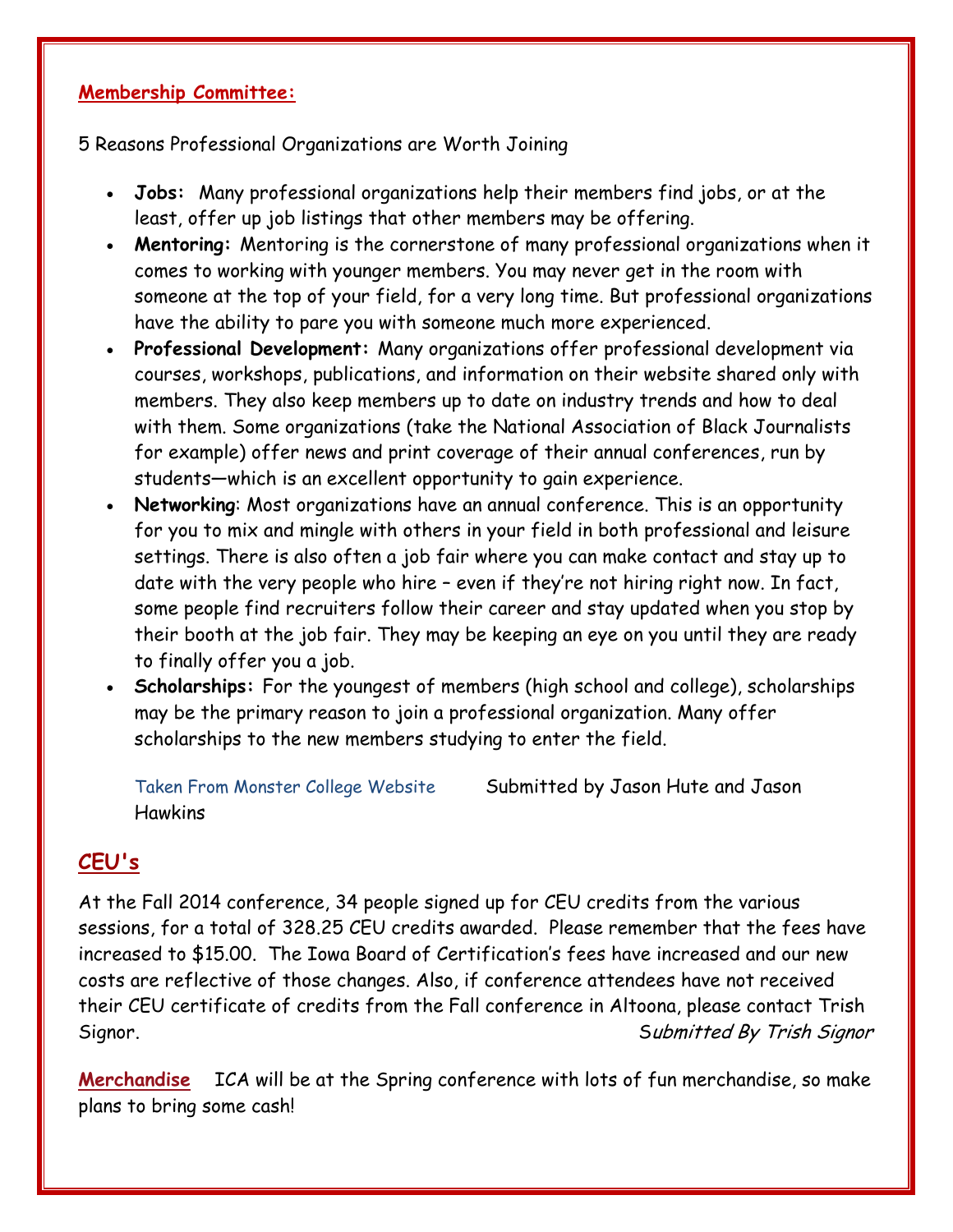## Membership Committee:

5 Reasons Professional Organizations are Worth Joining

- **Jobs:** Many professional organizations help their members find jobs, or at the least, offer up job listings that other members may be offering.
- **Mentoring:** Mentoring is the cornerstone of many professional organizations when it comes to working with younger members. You may never get in the room with someone at the top of your field, for a very long time. But professional organizations have the ability to pare you with someone much more experienced.
- **Professional Development:** Many organizations offer professional development via courses, workshops, publications, and information on their website shared only with members. They also keep members up to date on industry trends and how to deal with them. Some organizations (take the National Association of Black Journalists for example) offer news and print coverage of their annual conferences, run by students—which is an excellent opportunity to gain experience.
- **Networking**: Most organizations have an annual conference. This is an opportunity for you to mix and mingle with others in your field in both professional and leisure settings. There is also often a job fair where you can make contact and stay up to date with the very people who hire – even if they're not hiring right now. In fact, some people find recruiters follow their career and stay updated when you stop by their booth at the job fair. They may be keeping an eye on you until they are ready to finally offer you a job.
- **Scholarships:** For the youngest of members (high school and college), scholarships may be the primary reason to join a professional organization. Many offer scholarships to the new members studying to enter the field.

Taken From Monster College Website Submitted by Jason Hute and Jason Hawkins

## CEU's

At the Fall 2014 conference, 34 people signed up for CEU credits from the various sessions, for a total of 328.25 CEU credits awarded. Please remember that the fees have increased to $15.00. The Iowa Board of Certification's fees have increased and our new costs are reflective of those changes. Also, if conference attendees have not received their CEU certificate of credits from the Fall conference in Altoona, please contact Trish Signor. *Submitted By Trish Signor*

**Merchandise** ICA will be at the Spring conference with lots of fun merchandise, so make plans to bring some cash!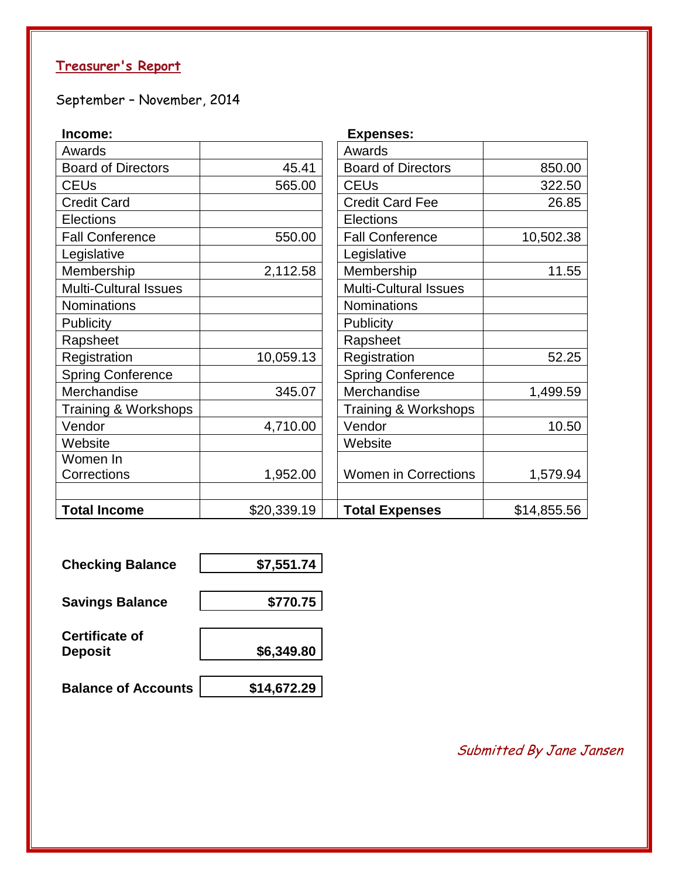## Treasurer's Report

September – November, 2014

| Income: | | Expenses: | |
|---|---|---|---|
| Awards | | Awards | |
| Board of Directors | 45.41 | Board of Directors | 850.00 |
| CEUs | 565.00 | CEUs | 322.50 |
| Credit Card | | Credit Card Fee | 26.85 |
| Elections | | Elections | |
| Fall Conference | 550.00 | Fall Conference | 10,502.38 |
| Legislative | | Legislative | |
| Membership | 2,112.58 | Membership | 11.55 |
| Multi-Cultural Issues | | Multi-Cultural Issues | |
| Nominations | | Nominations | |
| Publicity | | Publicity | |
| Rapsheet | | Rapsheet | |
| Registration | 10,059.13 | Registration | 52.25 |
| Spring Conference | | Spring Conference | |
| Merchandise | 345.07 | Merchandise | 1,499.59 |
| Training & Workshops | | Training & Workshops | |
| Vendor | 4,710.00 | Vendor | 10.50 |
| Website | | Website | |
| Women In Corrections | 1,952.00 | Women in Corrections | 1,579.94 |
| | | | |
| **Total Income** | $20,339.19 | **Total Expenses** | $14,855.56 |

| | |
|---|---|
| **Checking Balance** | **$7,551.74** |
| **Savings Balance** | **$770.75** |
| **Certificate of Deposit** | **$6,349.80** |
| **Balance of Accounts** | **$14,672.29** |

*Submitted By Jane Jansen*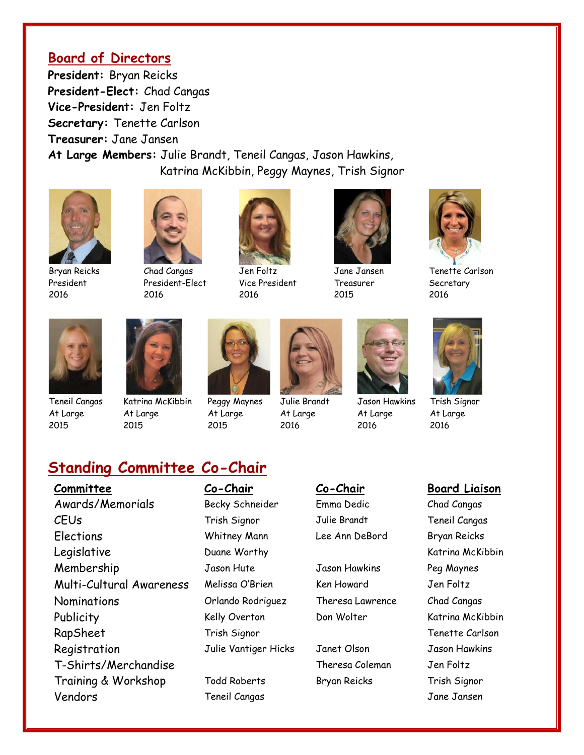## Board of Directors

**President:** Bryan Reicks
**President-Elect:** Chad Cangas
**Vice-President:** Jen Foltz
**Secretary:** Tenette Carlson
**Treasurer:** Jane Jansen
**At Large Members:** Julie Brandt, Teneil Cangas, Jason Hawkins, Katrina McKibbin, Peggy Maynes, Trish Signor

Bryan Reicks
President
2016

Chad Cangas
President-Elect
2016

Jen Foltz
Vice President
2016

Jane Jansen
Treasurer
2015

Tenette Carlson
Secretary
2016

Teneil Cangas
At Large
2015

Katrina McKibbin
At Large
2015

Peggy Maynes
At Large
2015

Julie Brandt
At Large
2016

Jason Hawkins
At Large
2016

Trish Signor
At Large
2016

## Standing Committee Co-Chair

| Committee | Co-Chair | Co-Chair | Board Liaison |
|---|---|---|---|
| Awards/Memorials | Becky Schneider | Emma Dedic | Chad Cangas |
| CEUs | Trish Signor | Julie Brandt | Teneil Cangas |
| Elections | Whitney Mann | Lee Ann DeBord | Bryan Reicks |
| Legislative | Duane Worthy | | Katrina McKibbin |
| Membership | Jason Hute | Jason Hawkins | Peg Maynes |
| Multi-Cultural Awareness | Melissa O'Brien | Ken Howard | Jen Foltz |
| Nominations | Orlando Rodriguez | Theresa Lawrence | Chad Cangas |
| Publicity | Kelly Overton | Don Wolter | Katrina McKibbin |
| RapSheet | Trish Signor | | Tenette Carlson |
| Registration | Julie Vantiger Hicks | Janet Olson | Jason Hawkins |
| T-Shirts/Merchandise | | Theresa Coleman | Jen Foltz |
| Training & Workshop | Todd Roberts | Bryan Reicks | Trish Signor |
| Vendors | Teneil Cangas | | Jane Jansen |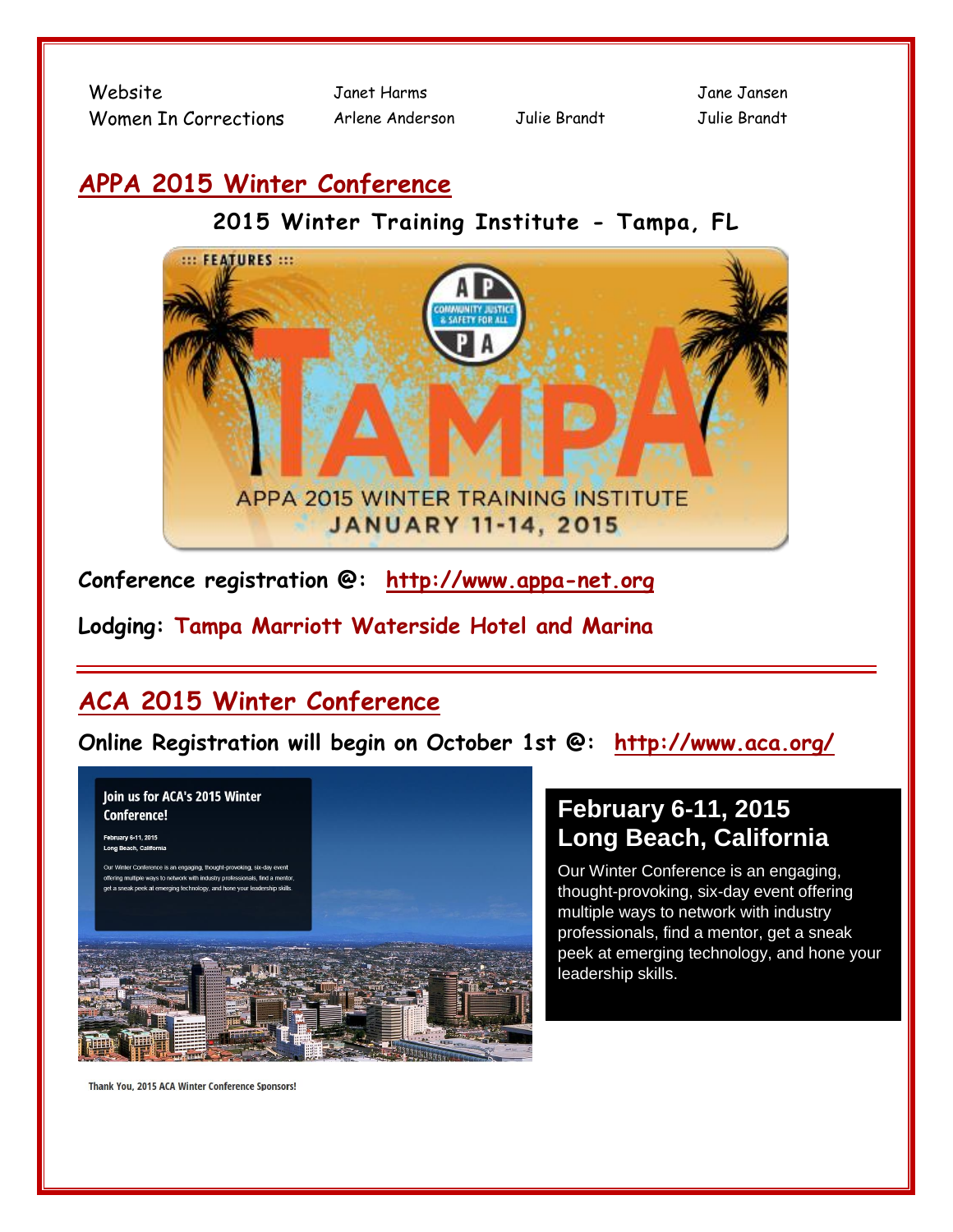| | | | |
|---|---|---|---|
| Website | Janet Harms | | Jane Jansen |
| Women In Corrections | Arlene Anderson | Julie Brandt | Julie Brandt |

## APPA 2015 Winter Conference

### 2015 Winter Training Institute - Tampa, FL

::: FEATURES :::

APPA COMMUNITY JUSTICE & SAFETY FOR ALL

TAMPA

APPA 2015 WINTER TRAINING INSTITUTE
JANUARY 11-14, 2015

**Conference registration @: http://www.appa-net.org**

**Lodging: Tampa Marriott Waterside Hotel and Marina**

---

## ACA 2015 Winter Conference

**Online Registration will begin on October 1st @: http://www.aca.org/**

Join us for ACA's 2015 Winter Conference!

February 6-11, 2015
Long Beach, California

Our Winter Conference is an engaging, thought-provoking, six-day event offering multiple ways to network with industry professionals, find a mentor, get a sneak peek at emerging technology, and hone your leadership skills.

**February 6-11, 2015**
**Long Beach, California**

Our Winter Conference is an engaging, thought-provoking, six-day event offering multiple ways to network with industry professionals, find a mentor, get a sneak peek at emerging technology, and hone your leadership skills.

Thank You, 2015 ACA Winter Conference Sponsors!